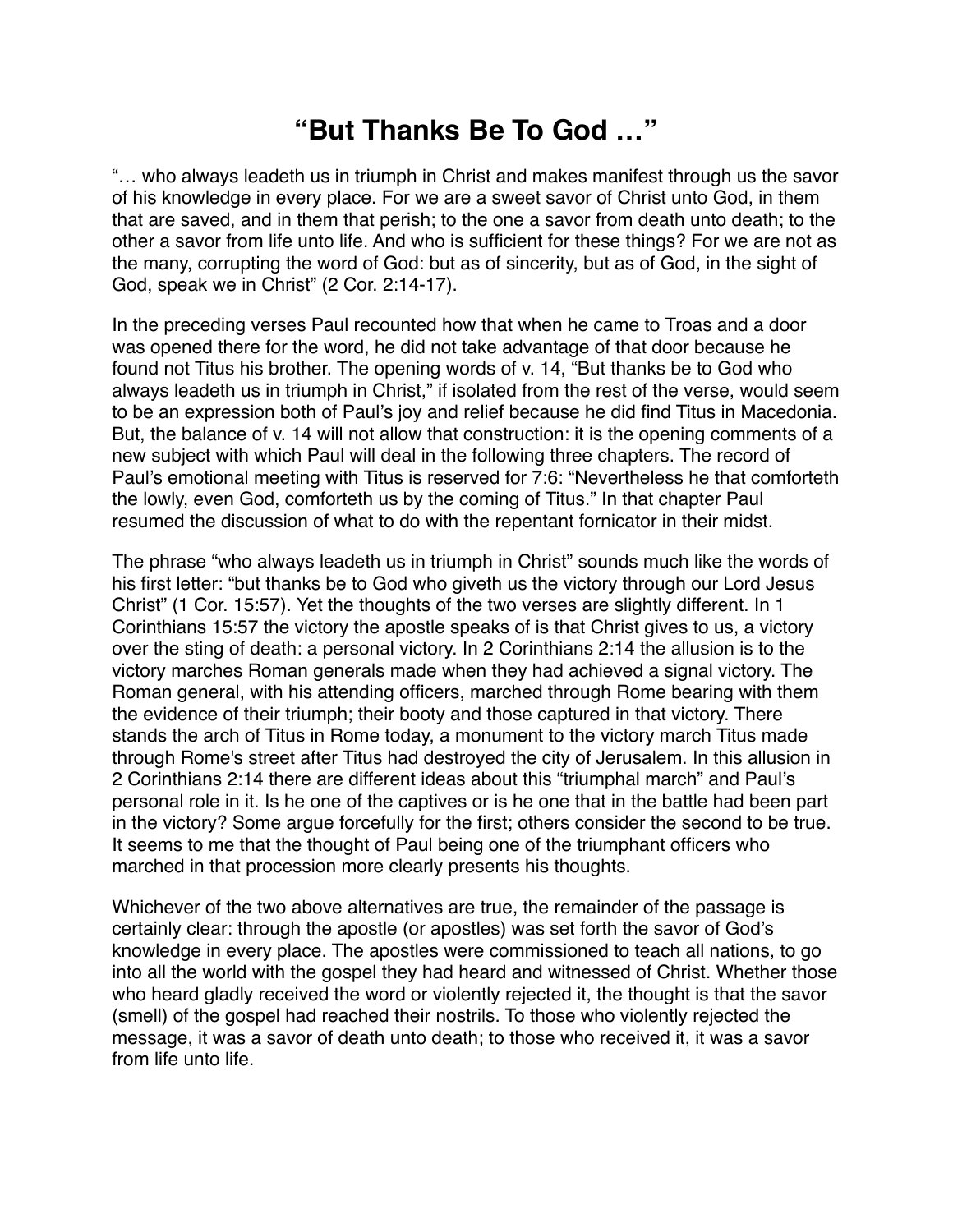# "But Thanks Be To God …"

"… who always leadeth us in triumph in Christ and makes manifest through us the savor of his knowledge in every place. For we are a sweet savor of Christ unto God, in them that are saved, and in them that perish; to the one a savor from death unto death; to the other a savor from life unto life. And who is sufficient for these things? For we are not as the many, corrupting the word of God: but as of sincerity, but as of God, in the sight of God, speak we in Christ" (2 Cor. 2:14-17).

In the preceding verses Paul recounted how that when he came to Troas and a door was opened there for the word, he did not take advantage of that door because he found not Titus his brother. The opening words of v. 14, "But thanks be to God who always leadeth us in triumph in Christ," if isolated from the rest of the verse, would seem to be an expression both of Paul's joy and relief because he did find Titus in Macedonia. But, the balance of v. 14 will not allow that construction: it is the opening comments of a new subject with which Paul will deal in the following three chapters. The record of Paul's emotional meeting with Titus is reserved for 7:6: "Nevertheless he that comforteth the lowly, even God, comforteth us by the coming of Titus." In that chapter Paul resumed the discussion of what to do with the repentant fornicator in their midst.

The phrase "who always leadeth us in triumph in Christ" sounds much like the words of his first letter: "but thanks be to God who giveth us the victory through our Lord Jesus Christ" (1 Cor. 15:57). Yet the thoughts of the two verses are slightly different. In 1 Corinthians 15:57 the victory the apostle speaks of is that Christ gives to us, a victory over the sting of death: a personal victory. In 2 Corinthians 2:14 the allusion is to the victory marches Roman generals made when they had achieved a signal victory. The Roman general, with his attending officers, marched through Rome bearing with them the evidence of their triumph; their booty and those captured in that victory. There stands the arch of Titus in Rome today, a monument to the victory march Titus made through Rome's street after Titus had destroyed the city of Jerusalem. In this allusion in 2 Corinthians 2:14 there are different ideas about this "triumphal march" and Paul's personal role in it. Is he one of the captives or is he one that in the battle had been part in the victory? Some argue forcefully for the first; others consider the second to be true. It seems to me that the thought of Paul being one of the triumphant officers who marched in that procession more clearly presents his thoughts.

Whichever of the two above alternatives are true, the remainder of the passage is certainly clear: through the apostle (or apostles) was set forth the savor of God's knowledge in every place. The apostles were commissioned to teach all nations, to go into all the world with the gospel they had heard and witnessed of Christ. Whether those who heard gladly received the word or violently rejected it, the thought is that the savor (smell) of the gospel had reached their nostrils. To those who violently rejected the message, it was a savor of death unto death; to those who received it, it was a savor from life unto life.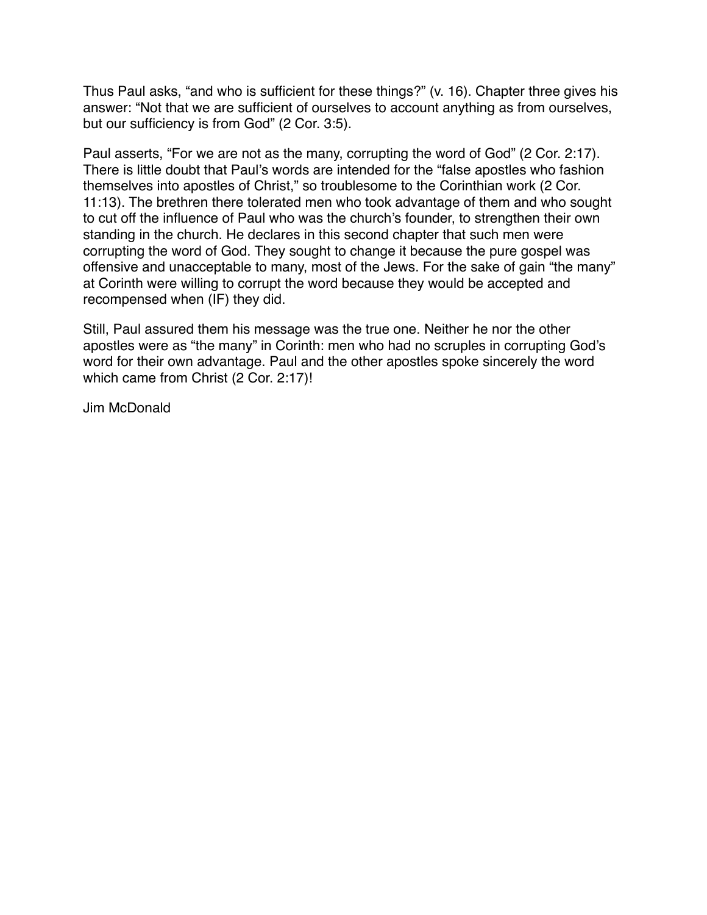Thus Paul asks, “and who is sufficient for these things?” (v. 16). Chapter three gives his answer: “Not that we are sufficient of ourselves to account anything as from ourselves, but our sufficiency is from God” (2 Cor. 3:5).

Paul asserts, “For we are not as the many, corrupting the word of God” (2 Cor. 2:17). There is little doubt that Paul’s words are intended for the “false apostles who fashion themselves into apostles of Christ,” so troublesome to the Corinthian work (2 Cor. 11:13). The brethren there tolerated men who took advantage of them and who sought to cut off the influence of Paul who was the church’s founder, to strengthen their own standing in the church. He declares in this second chapter that such men were corrupting the word of God. They sought to change it because the pure gospel was offensive and unacceptable to many, most of the Jews. For the sake of gain “the many” at Corinth were willing to corrupt the word because they would be accepted and recompensed when (IF) they did.

Still, Paul assured them his message was the true one. Neither he nor the other apostles were as “the many” in Corinth: men who had no scruples in corrupting God’s word for their own advantage. Paul and the other apostles spoke sincerely the word which came from Christ (2 Cor. 2:17)!

Jim McDonald